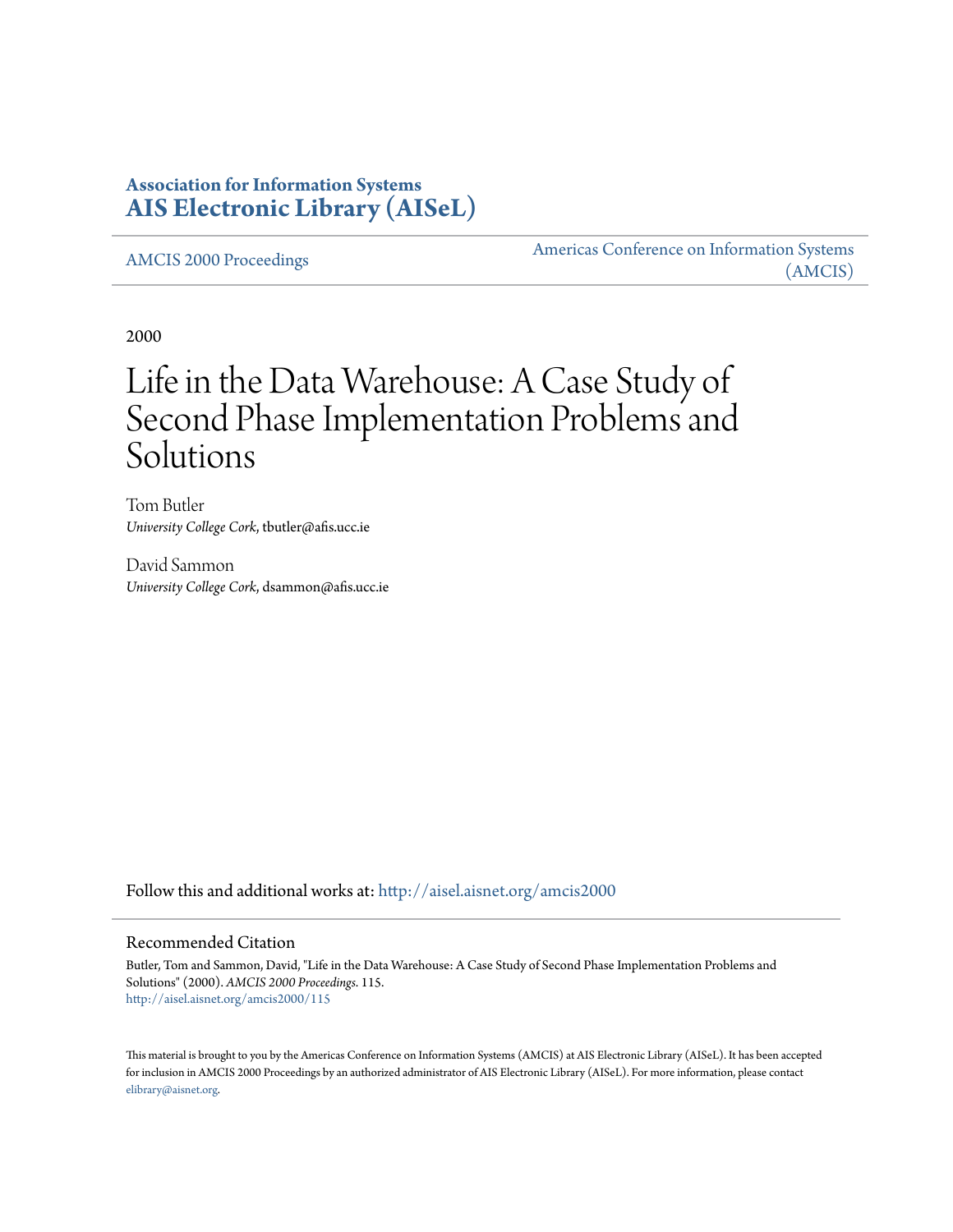**Association for Information Systems**
**AIS Electronic Library (AISeL)**

AMCIS 2000 Proceedings

Americas Conference on Information Systems (AMCIS)

2000

# Life in the Data Warehouse: A Case Study of Second Phase Implementation Problems and Solutions

Tom Butler
*University College Cork*, tbutler@afis.ucc.ie

David Sammon
*University College Cork*, dsammon@afis.ucc.ie

Follow this and additional works at: http://aisel.aisnet.org/amcis2000

## Recommended Citation

Butler, Tom and Sammon, David, "Life in the Data Warehouse: A Case Study of Second Phase Implementation Problems and Solutions" (2000). *AMCIS 2000 Proceedings*. 115.
http://aisel.aisnet.org/amcis2000/115

This material is brought to you by the Americas Conference on Information Systems (AMCIS) at AIS Electronic Library (AISeL). It has been accepted for inclusion in AMCIS 2000 Proceedings by an authorized administrator of AIS Electronic Library (AISeL). For more information, please contact elibrary@aisnet.org.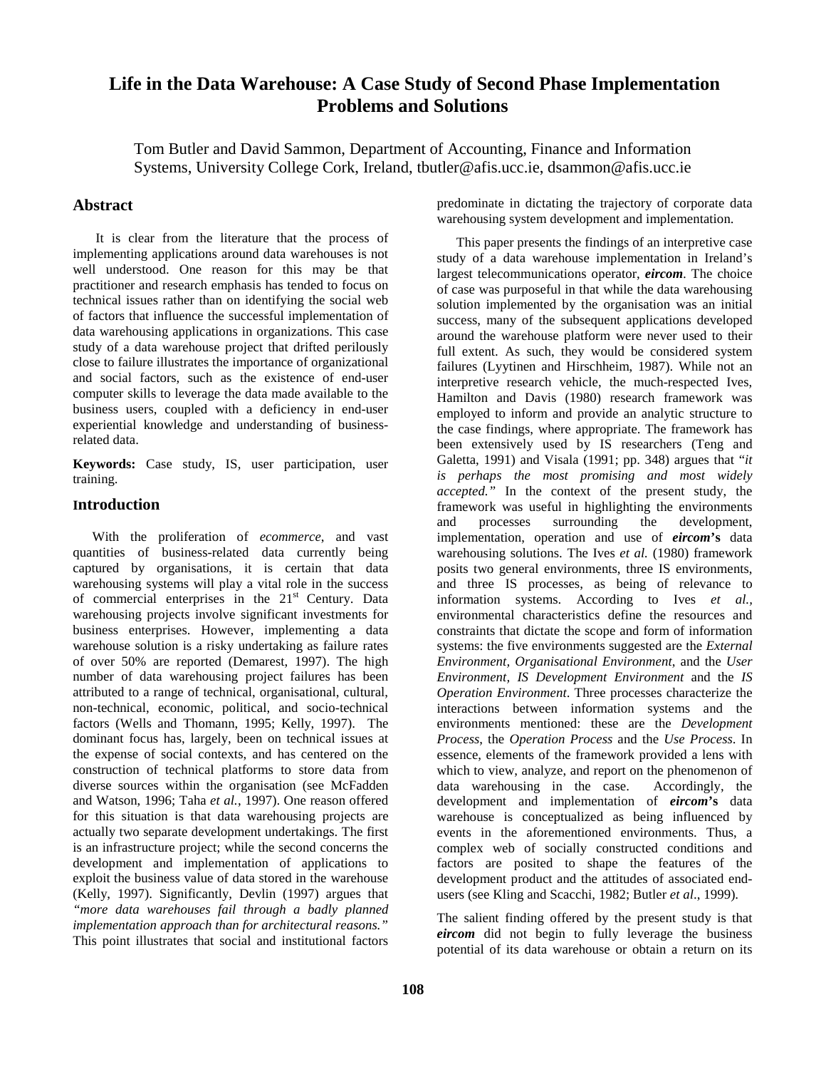# Life in the Data Warehouse: A Case Study of Second Phase Implementation Problems and Solutions

Tom Butler and David Sammon, Department of Accounting, Finance and Information Systems, University College Cork, Ireland, tbutler@afis.ucc.ie, dsammon@afis.ucc.ie

## Abstract

It is clear from the literature that the process of implementing applications around data warehouses is not well understood. One reason for this may be that practitioner and research emphasis has tended to focus on technical issues rather than on identifying the social web of factors that influence the successful implementation of data warehousing applications in organizations. This case study of a data warehouse project that drifted perilously close to failure illustrates the importance of organizational and social factors, such as the existence of end-user computer skills to leverage the data made available to the business users, coupled with a deficiency in end-user experiential knowledge and understanding of business-related data.

**Keywords:** Case study, IS, user participation, user training.

## Introduction

With the proliferation of *ecommerce*, and vast quantities of business-related data currently being captured by organisations, it is certain that data warehousing systems will play a vital role in the success of commercial enterprises in the 21st Century. Data warehousing projects involve significant investments for business enterprises. However, implementing a data warehouse solution is a risky undertaking as failure rates of over 50% are reported (Demarest, 1997). The high number of data warehousing project failures has been attributed to a range of technical, organisational, cultural, non-technical, economic, political, and socio-technical factors (Wells and Thomann, 1995; Kelly, 1997). The dominant focus has, largely, been on technical issues at the expense of social contexts, and has centered on the construction of technical platforms to store data from diverse sources within the organisation (see McFadden and Watson, 1996; Taha *et al.*, 1997). One reason offered for this situation is that data warehousing projects are actually two separate development undertakings. The first is an infrastructure project; while the second concerns the development and implementation of applications to exploit the business value of data stored in the warehouse (Kelly, 1997). Significantly, Devlin (1997) argues that *"more data warehouses fail through a badly planned implementation approach than for architectural reasons."* This point illustrates that social and institutional factors predominate in dictating the trajectory of corporate data warehousing system development and implementation.

This paper presents the findings of an interpretive case study of a data warehouse implementation in Ireland's largest telecommunications operator, ***eircom***. The choice of case was purposeful in that while the data warehousing solution implemented by the organisation was an initial success, many of the subsequent applications developed around the warehouse platform were never used to their full extent. As such, they would be considered system failures (Lyytinen and Hirschheim, 1987). While not an interpretive research vehicle, the much-respected Ives, Hamilton and Davis (1980) research framework was employed to inform and provide an analytic structure to the case findings, where appropriate. The framework has been extensively used by IS researchers (Teng and Galetta, 1991) and Visala (1991; pp. 348) argues that *"it is perhaps the most promising and most widely accepted."* In the context of the present study, the framework was useful in highlighting the environments and processes surrounding the development, implementation, operation and use of ***eircom*'s** data warehousing solutions. The Ives *et al.* (1980) framework posits two general environments, three IS environments, and three IS processes, as being of relevance to information systems. According to Ives *et al.*, environmental characteristics define the resources and constraints that dictate the scope and form of information systems: the five environments suggested are the *External Environment*, *Organisational Environment*, and the *User Environment*, *IS Development Environment* and the *IS Operation Environment*. Three processes characterize the interactions between information systems and the environments mentioned: these are the *Development Process*, the *Operation Process* and the *Use Process*. In essence, elements of the framework provided a lens with which to view, analyze, and report on the phenomenon of data warehousing in the case. Accordingly, the development and implementation of ***eircom*'s** data warehouse is conceptualized as being influenced by events in the aforementioned environments. Thus, a complex web of socially constructed conditions and factors are posited to shape the features of the development product and the attitudes of associated end-users (see Kling and Scacchi, 1982; Butler *et al*., 1999).

The salient finding offered by the present study is that ***eircom*** did not begin to fully leverage the business potential of its data warehouse or obtain a return on its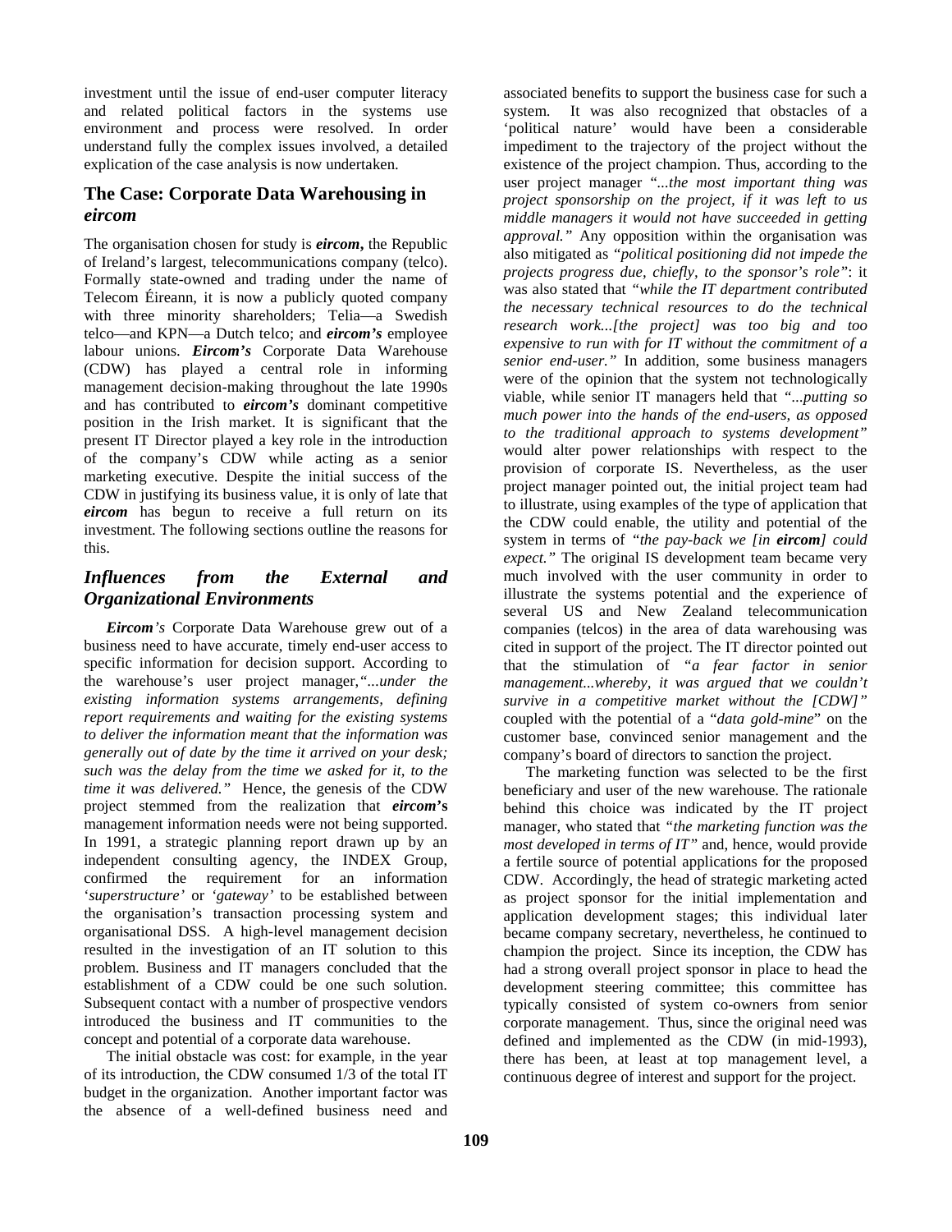investment until the issue of end-user computer literacy and related political factors in the systems use environment and process were resolved. In order understand fully the complex issues involved, a detailed explication of the case analysis is now undertaken.

## The Case: Corporate Data Warehousing in *eircom*

The organisation chosen for study is ***eircom***, the Republic of Ireland's largest, telecommunications company (telco). Formally state-owned and trading under the name of Telecom Éireann, it is now a publicly quoted company with three minority shareholders; Telia—a Swedish telco—and KPN—a Dutch telco; and ***eircom's*** employee labour unions. ***Eircom's*** Corporate Data Warehouse (CDW) has played a central role in informing management decision-making throughout the late 1990s and has contributed to ***eircom's*** dominant competitive position in the Irish market. It is significant that the present IT Director played a key role in the introduction of the company's CDW while acting as a senior marketing executive. Despite the initial success of the CDW in justifying its business value, it is only of late that ***eircom*** has begun to receive a full return on its investment. The following sections outline the reasons for this.

## *Influences from the External and Organizational Environments*

***Eircom's*** Corporate Data Warehouse grew out of a business need to have accurate, timely end-user access to specific information for decision support. According to the warehouse's user project manager, *"...under the existing information systems arrangements, defining report requirements and waiting for the existing systems to deliver the information meant that the information was generally out of date by the time it arrived on your desk; such was the delay from the time we asked for it, to the time it was delivered."* Hence, the genesis of the CDW project stemmed from the realization that ***eircom's*** management information needs were not being supported. In 1991, a strategic planning report drawn up by an independent consulting agency, the INDEX Group, confirmed the requirement for an information '*superstructure*' or '*gateway*' to be established between the organisation's transaction processing system and organisational DSS. A high-level management decision resulted in the investigation of an IT solution to this problem. Business and IT managers concluded that the establishment of a CDW could be one such solution. Subsequent contact with a number of prospective vendors introduced the business and IT communities to the concept and potential of a corporate data warehouse.

The initial obstacle was cost: for example, in the year of its introduction, the CDW consumed 1/3 of the total IT budget in the organization. Another important factor was the absence of a well-defined business need and associated benefits to support the business case for such a system. It was also recognized that obstacles of a 'political nature' would have been a considerable impediment to the trajectory of the project without the existence of the project champion. Thus, according to the user project manager *"...the most important thing was project sponsorship on the project, if it was left to us middle managers it would not have succeeded in getting approval."* Any opposition within the organisation was also mitigated as *"political positioning did not impede the projects progress due, chiefly, to the sponsor's role"*: it was also stated that *"while the IT department contributed the necessary technical resources to do the technical research work...[the project] was too big and too expensive to run with for IT without the commitment of a senior end-user."* In addition, some business managers were of the opinion that the system not technologically viable, while senior IT managers held that *"...putting so much power into the hands of the end-users, as opposed to the traditional approach to systems development"* would alter power relationships with respect to the provision of corporate IS. Nevertheless, as the user project manager pointed out, the initial project team had to illustrate, using examples of the type of application that the CDW could enable, the utility and potential of the system in terms of *"the pay-back we [in **eircom**] could expect."* The original IS development team became very much involved with the user community in order to illustrate the systems potential and the experience of several US and New Zealand telecommunication companies (telcos) in the area of data warehousing was cited in support of the project. The IT director pointed out that the stimulation of *"a fear factor in senior management...whereby, it was argued that we couldn't survive in a competitive market without the [CDW]"* coupled with the potential of a "*data gold-mine*" on the customer base, convinced senior management and the company's board of directors to sanction the project.

The marketing function was selected to be the first beneficiary and user of the new warehouse. The rationale behind this choice was indicated by the IT project manager, who stated that *"the marketing function was the most developed in terms of IT"* and, hence, would provide a fertile source of potential applications for the proposed CDW. Accordingly, the head of strategic marketing acted as project sponsor for the initial implementation and application development stages; this individual later became company secretary, nevertheless, he continued to champion the project. Since its inception, the CDW has had a strong overall project sponsor in place to head the development steering committee; this committee has typically consisted of system co-owners from senior corporate management. Thus, since the original need was defined and implemented as the CDW (in mid-1993), there has been, at least at top management level, a continuous degree of interest and support for the project.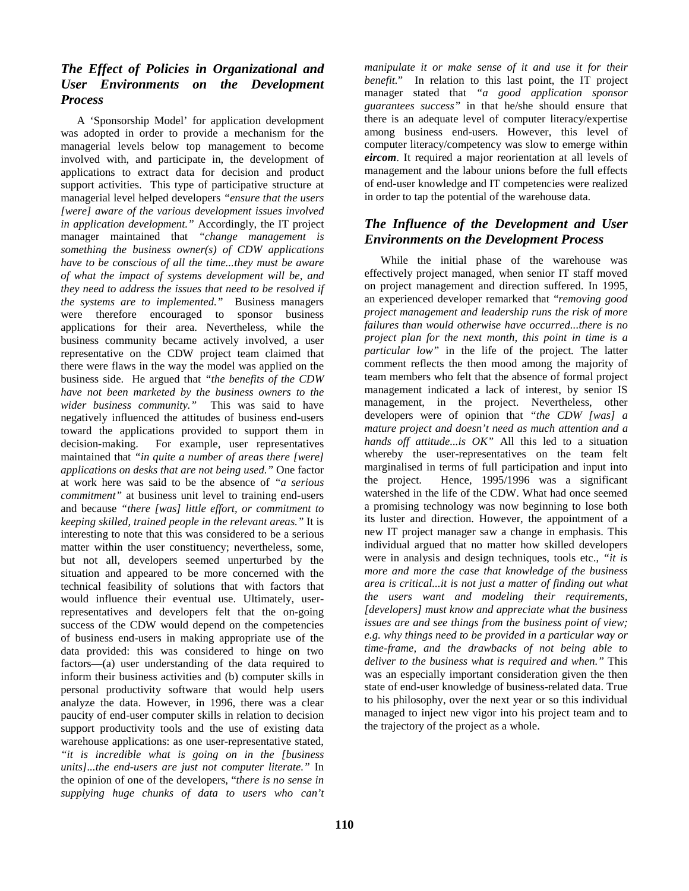### *The Effect of Policies in Organizational and User Environments on the Development Process*

A 'Sponsorship Model' for application development was adopted in order to provide a mechanism for the managerial levels below top management to become involved with, and participate in, the development of applications to extract data for decision and product support activities. This type of participative structure at managerial level helped developers *"ensure that the users [were] aware of the various development issues involved in application development."* Accordingly, the IT project manager maintained that *"change management is something the business owner(s) of CDW applications have to be conscious of all the time...they must be aware of what the impact of systems development will be, and they need to address the issues that need to be resolved if the systems are to implemented."* Business managers were therefore encouraged to sponsor business applications for their area. Nevertheless, while the business community became actively involved, a user representative on the CDW project team claimed that there were flaws in the way the model was applied on the business side. He argued that *"the benefits of the CDW have not been marketed by the business owners to the wider business community."* This was said to have negatively influenced the attitudes of business end-users toward the applications provided to support them in decision-making. For example, user representatives maintained that *"in quite a number of areas there [were] applications on desks that are not being used."* One factor at work here was said to be the absence of *"a serious commitment"* at business unit level to training end-users and because *"there [was] little effort, or commitment to keeping skilled, trained people in the relevant areas."* It is interesting to note that this was considered to be a serious matter within the user constituency; nevertheless, some, but not all, developers seemed unperturbed by the situation and appeared to be more concerned with the technical feasibility of solutions that with factors that would influence their eventual use. Ultimately, user-representatives and developers felt that the on-going success of the CDW would depend on the competencies of business end-users in making appropriate use of the data provided: this was considered to hinge on two factors—(a) user understanding of the data required to inform their business activities and (b) computer skills in personal productivity software that would help users analyze the data. However, in 1996, there was a clear paucity of end-user computer skills in relation to decision support productivity tools and the use of existing data warehouse applications: as one user-representative stated, *"it is incredible what is going on in the [business units]...the end-users are just not computer literate."* In the opinion of one of the developers, "*there is no sense in supplying huge chunks of data to users who can't manipulate it or make sense of it and use it for their benefit.*" In relation to this last point, the IT project manager stated that *"a good application sponsor guarantees success"* in that he/she should ensure that there is an adequate level of computer literacy/expertise among business end-users. However, this level of computer literacy/competency was slow to emerge within ***eircom***. It required a major reorientation at all levels of management and the labour unions before the full effects of end-user knowledge and IT competencies were realized in order to tap the potential of the warehouse data.

### *The Influence of the Development and User Environments on the Development Process*

While the initial phase of the warehouse was effectively project managed, when senior IT staff moved on project management and direction suffered. In 1995, an experienced developer remarked that "*removing good project management and leadership runs the risk of more failures than would otherwise have occurred...there is no project plan for the next month, this point in time is a particular low"* in the life of the project. The latter comment reflects the then mood among the majority of team members who felt that the absence of formal project management indicated a lack of interest, by senior IS management, in the project. Nevertheless, other developers were of opinion that *"the CDW [was] a mature project and doesn't need as much attention and a hands off attitude...is OK"* All this led to a situation whereby the user-representatives on the team felt marginalised in terms of full participation and input into the project. Hence, 1995/1996 was a significant watershed in the life of the CDW. What had once seemed a promising technology was now beginning to lose both its luster and direction. However, the appointment of a new IT project manager saw a change in emphasis. This individual argued that no matter how skilled developers were in analysis and design techniques, tools etc., *"it is more and more the case that knowledge of the business area is critical...it is not just a matter of finding out what the users want and modeling their requirements, [developers] must know and appreciate what the business issues are and see things from the business point of view; e.g. why things need to be provided in a particular way or time-frame, and the drawbacks of not being able to deliver to the business what is required and when."* This was an especially important consideration given the then state of end-user knowledge of business-related data. True to his philosophy, over the next year or so this individual managed to inject new vigor into his project team and to the trajectory of the project as a whole.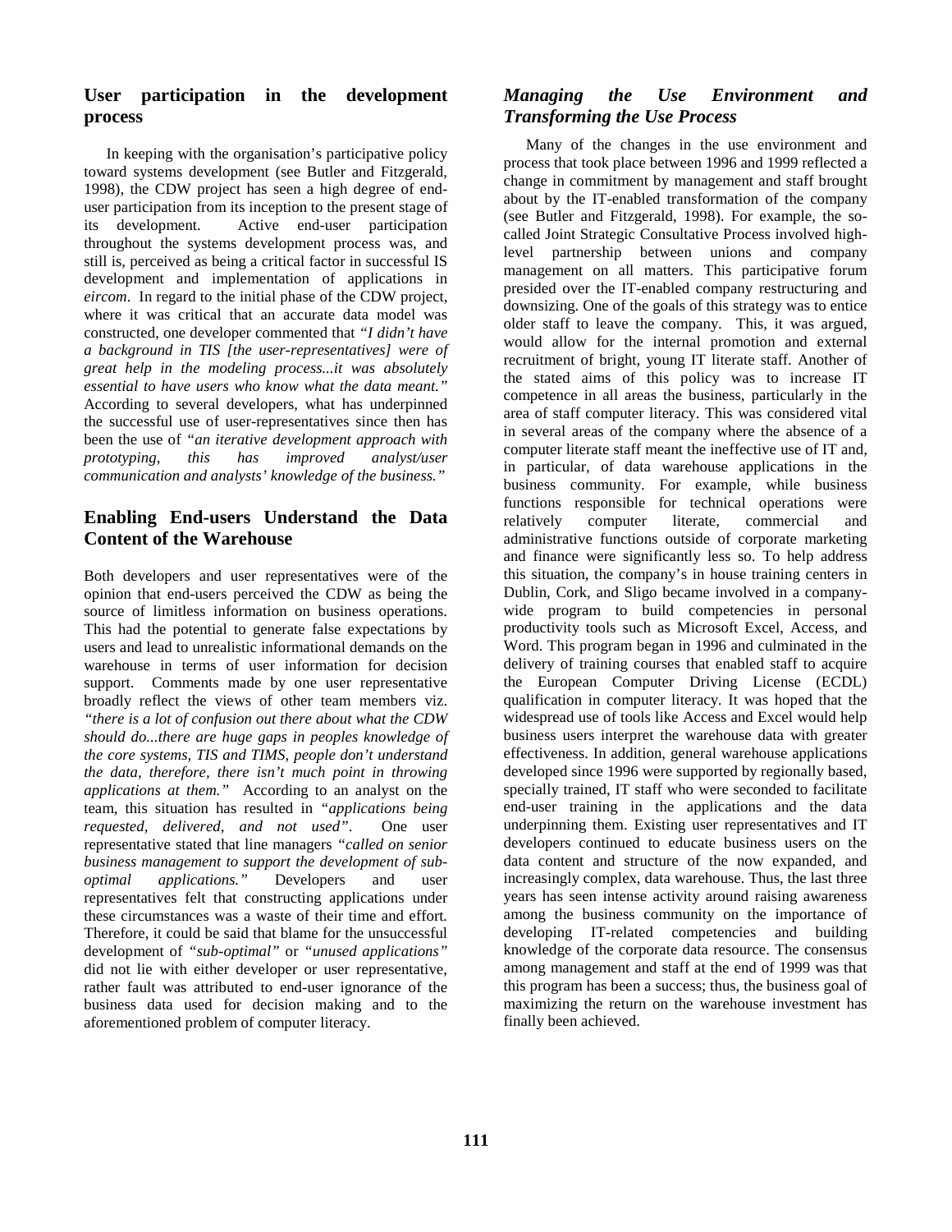## User participation in the development process

In keeping with the organisation's participative policy toward systems development (see Butler and Fitzgerald, 1998), the CDW project has seen a high degree of end-user participation from its inception to the present stage of its development. Active end-user participation throughout the systems development process was, and still is, perceived as being a critical factor in successful IS development and implementation of applications in *eircom*. In regard to the initial phase of the CDW project, where it was critical that an accurate data model was constructed, one developer commented that *"I didn't have a background in TIS [the user-representatives] were of great help in the modeling process...it was absolutely essential to have users who know what the data meant."* According to several developers, what has underpinned the successful use of user-representatives since then has been the use of *"an iterative development approach with prototyping, this has improved analyst/user communication and analysts' knowledge of the business."*

## Enabling End-users Understand the Data Content of the Warehouse

Both developers and user representatives were of the opinion that end-users perceived the CDW as being the source of limitless information on business operations. This had the potential to generate false expectations by users and lead to unrealistic informational demands on the warehouse in terms of user information for decision support. Comments made by one user representative broadly reflect the views of other team members viz. *"there is a lot of confusion out there about what the CDW should do...there are huge gaps in peoples knowledge of the core systems, TIS and TIMS, people don't understand the data, therefore, there isn't much point in throwing applications at them."* According to an analyst on the team, this situation has resulted in *"applications being requested, delivered, and not used"*. One user representative stated that line managers *"called on senior business management to support the development of sub-optimal applications."* Developers and user representatives felt that constructing applications under these circumstances was a waste of their time and effort. Therefore, it could be said that blame for the unsuccessful development of *"sub-optimal"* or *"unused applications"* did not lie with either developer or user representative, rather fault was attributed to end-user ignorance of the business data used for decision making and to the aforementioned problem of computer literacy.

## *Managing the Use Environment and Transforming the Use Process*

Many of the changes in the use environment and process that took place between 1996 and 1999 reflected a change in commitment by management and staff brought about by the IT-enabled transformation of the company (see Butler and Fitzgerald, 1998). For example, the so-called Joint Strategic Consultative Process involved high-level partnership between unions and company management on all matters. This participative forum presided over the IT-enabled company restructuring and downsizing. One of the goals of this strategy was to entice older staff to leave the company. This, it was argued, would allow for the internal promotion and external recruitment of bright, young IT literate staff. Another of the stated aims of this policy was to increase IT competence in all areas the business, particularly in the area of staff computer literacy. This was considered vital in several areas of the company where the absence of a computer literate staff meant the ineffective use of IT and, in particular, of data warehouse applications in the business community. For example, while business functions responsible for technical operations were relatively computer literate, commercial and administrative functions outside of corporate marketing and finance were significantly less so. To help address this situation, the company's in house training centers in Dublin, Cork, and Sligo became involved in a company-wide program to build competencies in personal productivity tools such as Microsoft Excel, Access, and Word. This program began in 1996 and culminated in the delivery of training courses that enabled staff to acquire the European Computer Driving License (ECDL) qualification in computer literacy. It was hoped that the widespread use of tools like Access and Excel would help business users interpret the warehouse data with greater effectiveness. In addition, general warehouse applications developed since 1996 were supported by regionally based, specially trained, IT staff who were seconded to facilitate end-user training in the applications and the data underpinning them. Existing user representatives and IT developers continued to educate business users on the data content and structure of the now expanded, and increasingly complex, data warehouse. Thus, the last three years has seen intense activity around raising awareness among the business community on the importance of developing IT-related competencies and building knowledge of the corporate data resource. The consensus among management and staff at the end of 1999 was that this program has been a success; thus, the business goal of maximizing the return on the warehouse investment has finally been achieved.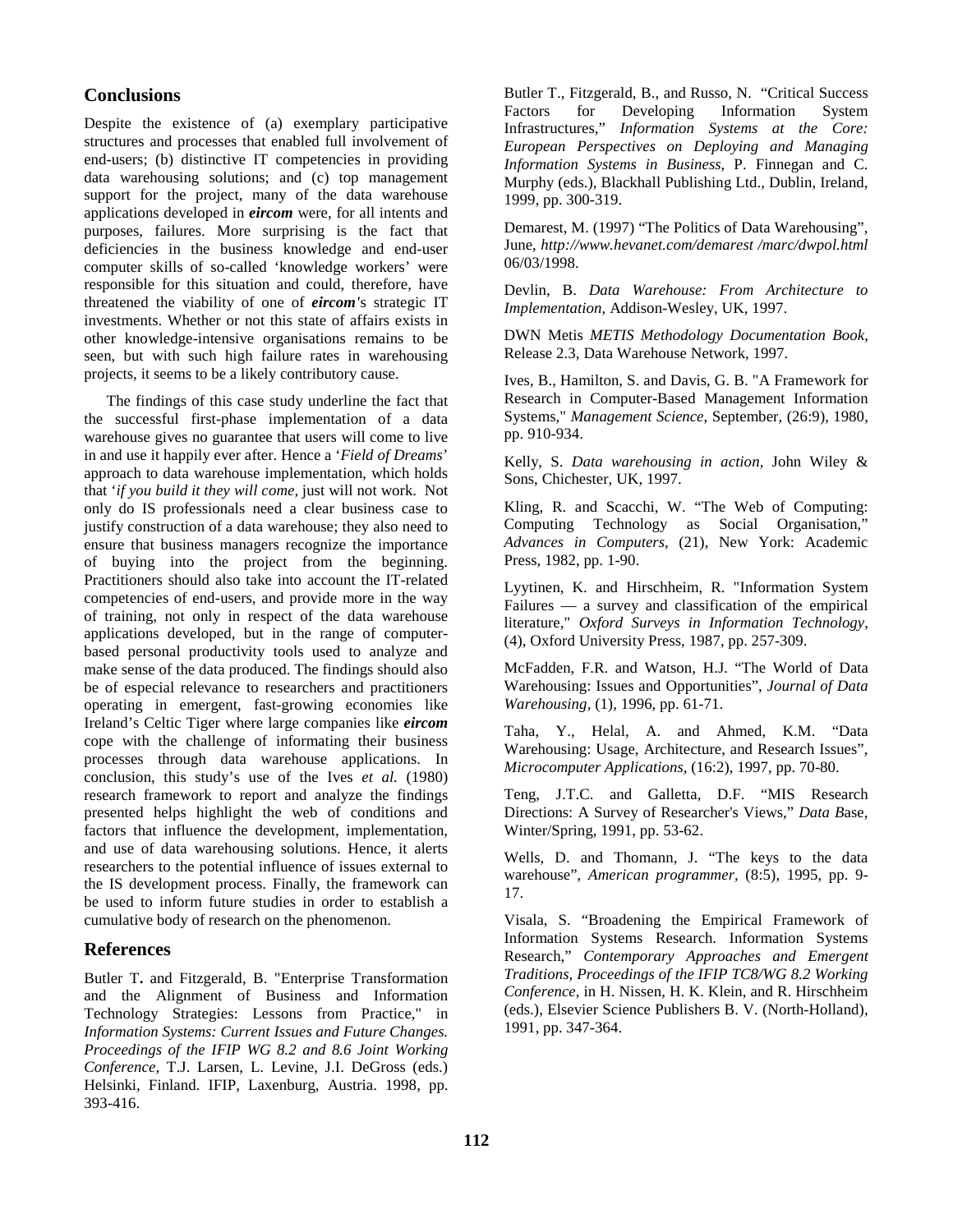## Conclusions

Despite the existence of (a) exemplary participative structures and processes that enabled full involvement of end-users; (b) distinctive IT competencies in providing data warehousing solutions; and (c) top management support for the project, many of the data warehouse applications developed in ***eircom*** were, for all intents and purposes, failures. More surprising is the fact that deficiencies in the business knowledge and end-user computer skills of so-called 'knowledge workers' were responsible for this situation and could, therefore, have threatened the viability of one of ***eircom***'s strategic IT investments. Whether or not this state of affairs exists in other knowledge-intensive organisations remains to be seen, but with such high failure rates in warehousing projects, it seems to be a likely contributory cause.

The findings of this case study underline the fact that the successful first-phase implementation of a data warehouse gives no guarantee that users will come to live in and use it happily ever after. Hence a '*Field of Dreams*' approach to data warehouse implementation, which holds that '*if you build it they will come*, just will not work. Not only do IS professionals need a clear business case to justify construction of a data warehouse; they also need to ensure that business managers recognize the importance of buying into the project from the beginning. Practitioners should also take into account the IT-related competencies of end-users, and provide more in the way of training, not only in respect of the data warehouse applications developed, but in the range of computer-based personal productivity tools used to analyze and make sense of the data produced. The findings should also be of especial relevance to researchers and practitioners operating in emergent, fast-growing economies like Ireland's Celtic Tiger where large companies like ***eircom*** cope with the challenge of informating their business processes through data warehouse applications. In conclusion, this study's use of the Ives *et al.* (1980) research framework to report and analyze the findings presented helps highlight the web of conditions and factors that influence the development, implementation, and use of data warehousing solutions. Hence, it alerts researchers to the potential influence of issues external to the IS development process. Finally, the framework can be used to inform future studies in order to establish a cumulative body of research on the phenomenon.

## References

Butler T**.** and Fitzgerald, B. "Enterprise Transformation and the Alignment of Business and Information Technology Strategies: Lessons from Practice," in *Information Systems: Current Issues and Future Changes. Proceedings of the IFIP WG 8.2 and 8.6 Joint Working Conference,* T.J. Larsen, L. Levine, J.I. DeGross (eds.) Helsinki, Finland. IFIP, Laxenburg, Austria. 1998, pp. 393-416.

Butler T., Fitzgerald, B., and Russo, N. "Critical Success Factors for Developing Information System Infrastructures," *Information Systems at the Core: European Perspectives on Deploying and Managing Information Systems in Business*, P. Finnegan and C. Murphy (eds.), Blackhall Publishing Ltd., Dublin, Ireland, 1999, pp. 300-319.

Demarest, M. (1997) "The Politics of Data Warehousing", June, *http://www.hevanet.com/demarest /marc/dwpol.html* 06/03/1998.

Devlin, B. *Data Warehouse: From Architecture to Implementation,* Addison-Wesley, UK, 1997.

DWN Metis *METIS Methodology Documentation Book,* Release 2.3, Data Warehouse Network, 1997.

Ives, B., Hamilton, S. and Davis, G. B. "A Framework for Research in Computer-Based Management Information Systems," *Management Science,* September, (26:9), 1980, pp. 910-934.

Kelly, S. *Data warehousing in action,* John Wiley & Sons, Chichester, UK, 1997.

Kling, R. and Scacchi, W. "The Web of Computing: Computing Technology as Social Organisation," *Advances in Computers*, (21), New York: Academic Press, 1982, pp. 1-90.

Lyytinen, K. and Hirschheim, R. "Information System Failures — a survey and classification of the empirical literature," *Oxford Surveys in Information Technology*, (4), Oxford University Press, 1987, pp. 257-309.

McFadden, F.R. and Watson, H.J. "The World of Data Warehousing: Issues and Opportunities", *Journal of Data Warehousing*, (1), 1996, pp. 61-71.

Taha, Y., Helal, A. and Ahmed, K.M. "Data Warehousing: Usage, Architecture, and Research Issues", *Microcomputer Applications,* (16:2), 1997, pp. 70-80.

Teng, J.T.C. and Galletta, D.F. "MIS Research Directions: A Survey of Researcher's Views," *Data B*ase, Winter/Spring, 1991, pp. 53-62.

Wells, D. and Thomann, J. "The keys to the data warehouse", *American programmer,* (8:5), 1995, pp. 9-17.

Visala, S. "Broadening the Empirical Framework of Information Systems Research. Information Systems Research," *Contemporary Approaches and Emergent Traditions, Proceedings of the IFIP TC8/WG 8.2 Working Conference*, in H. Nissen, H. K. Klein, and R. Hirschheim (eds.), Elsevier Science Publishers B. V. (North-Holland), 1991, pp. 347-364.